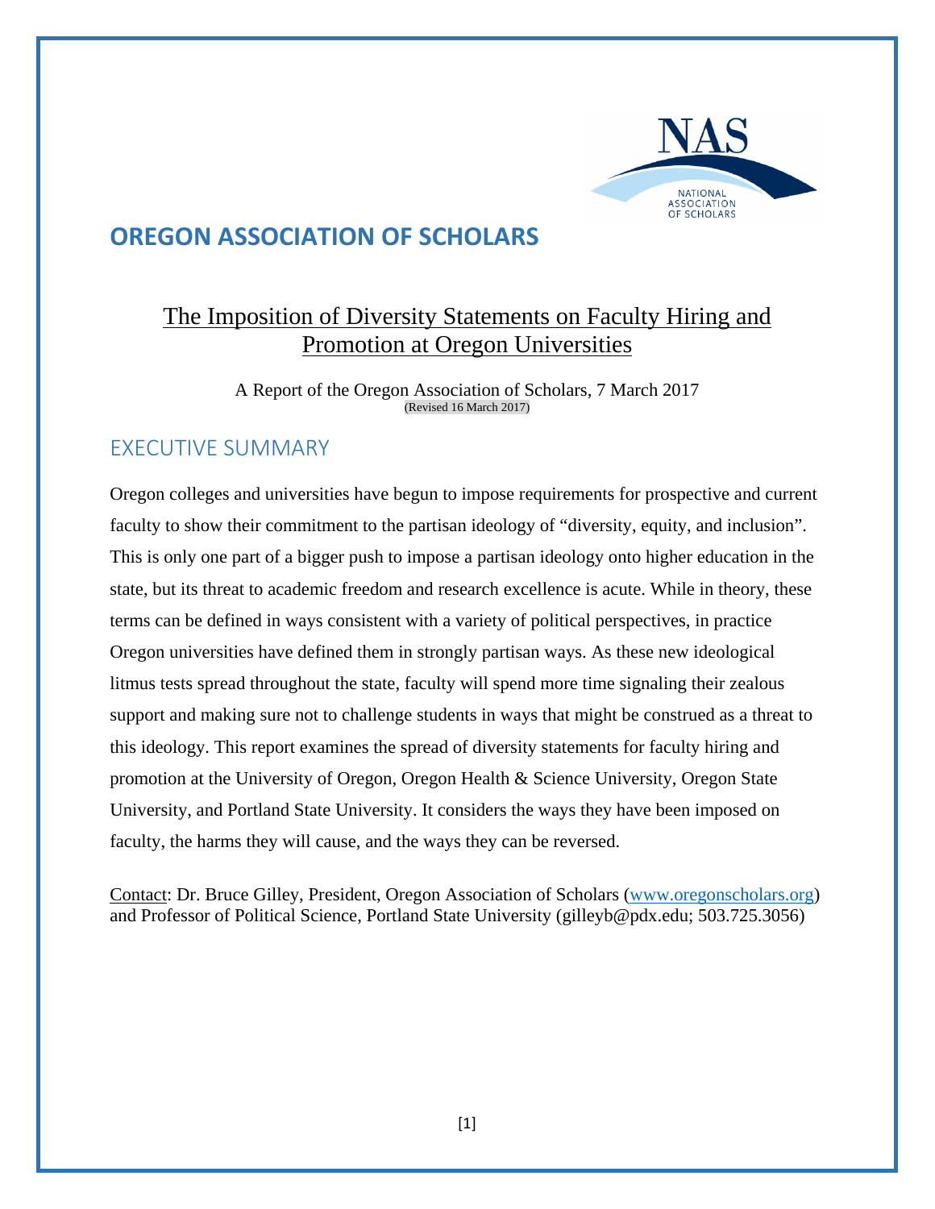# OREGON ASSOCIATION OF SCHOLARS

## The Imposition of Diversity Statements on Faculty Hiring and Promotion at Oregon Universities

A Report of the Oregon Association of Scholars, 7 March 2017
(Revised 16 March 2017)

## EXECUTIVE SUMMARY

Oregon colleges and universities have begun to impose requirements for prospective and current faculty to show their commitment to the partisan ideology of "diversity, equity, and inclusion". This is only one part of a bigger push to impose a partisan ideology onto higher education in the state, but its threat to academic freedom and research excellence is acute. While in theory, these terms can be defined in ways consistent with a variety of political perspectives, in practice Oregon universities have defined them in strongly partisan ways. As these new ideological litmus tests spread throughout the state, faculty will spend more time signaling their zealous support and making sure not to challenge students in ways that might be construed as a threat to this ideology. This report examines the spread of diversity statements for faculty hiring and promotion at the University of Oregon, Oregon Health & Science University, Oregon State University, and Portland State University. It considers the ways they have been imposed on faculty, the harms they will cause, and the ways they can be reversed.

Contact: Dr. Bruce Gilley, President, Oregon Association of Scholars (www.oregonscholars.org) and Professor of Political Science, Portland State University (gilleyb@pdx.edu; 503.725.3056)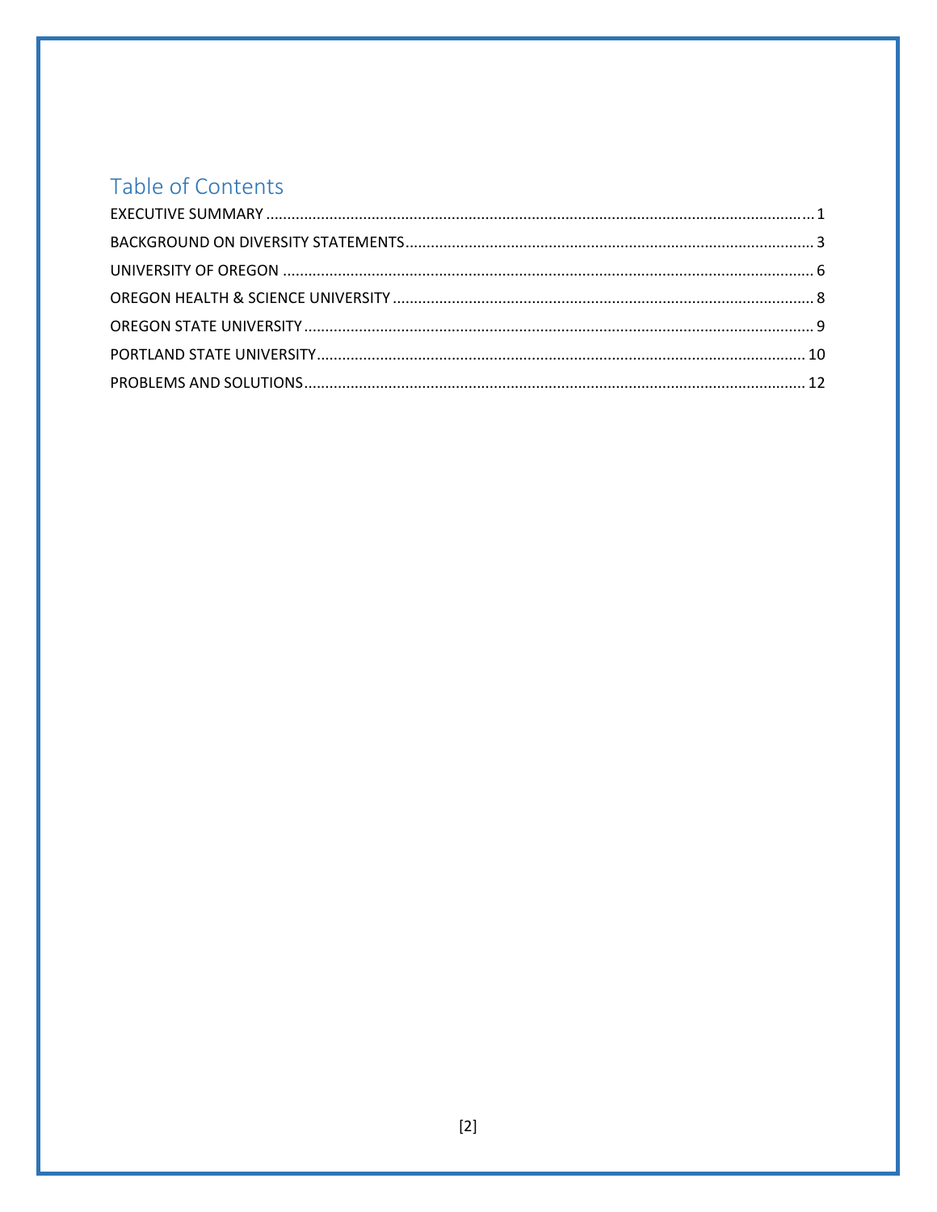# Table of Contents

EXECUTIVE SUMMARY ........................................................................................................................ 1
BACKGROUND ON DIVERSITY STATEMENTS.................................................................................... 3
UNIVERSITY OF OREGON ................................................................................................................ 6
OREGON HEALTH & SCIENCE UNIVERSITY ..................................................................................... 8
OREGON STATE UNIVERSITY ........................................................................................................... 9
PORTLAND STATE UNIVERSITY........................................................................................................ 10
PROBLEMS AND SOLUTIONS........................................................................................................... 12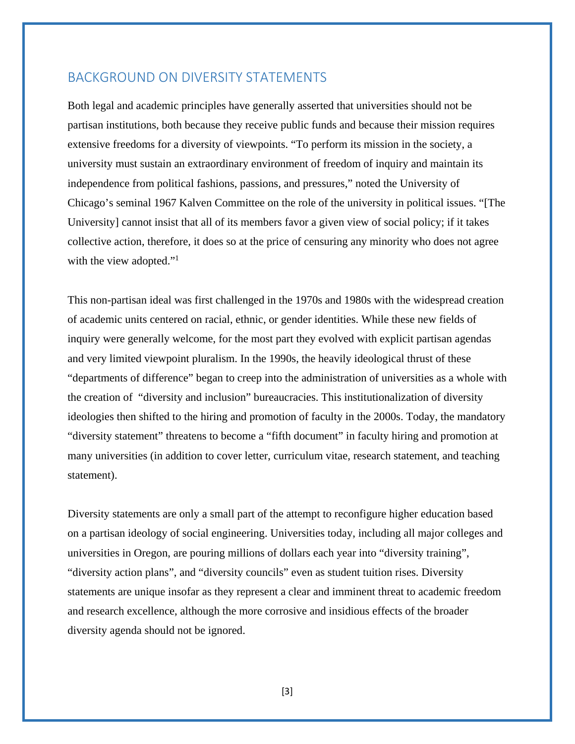## BACKGROUND ON DIVERSITY STATEMENTS

Both legal and academic principles have generally asserted that universities should not be partisan institutions, both because they receive public funds and because their mission requires extensive freedoms for a diversity of viewpoints. "To perform its mission in the society, a university must sustain an extraordinary environment of freedom of inquiry and maintain its independence from political fashions, passions, and pressures," noted the University of Chicago's seminal 1967 Kalven Committee on the role of the university in political issues. "[The University] cannot insist that all of its members favor a given view of social policy; if it takes collective action, therefore, it does so at the price of censuring any minority who does not agree with the view adopted."[1]

This non-partisan ideal was first challenged in the 1970s and 1980s with the widespread creation of academic units centered on racial, ethnic, or gender identities. While these new fields of inquiry were generally welcome, for the most part they evolved with explicit partisan agendas and very limited viewpoint pluralism. In the 1990s, the heavily ideological thrust of these "departments of difference" began to creep into the administration of universities as a whole with the creation of "diversity and inclusion" bureaucracies. This institutionalization of diversity ideologies then shifted to the hiring and promotion of faculty in the 2000s. Today, the mandatory "diversity statement" threatens to become a "fifth document" in faculty hiring and promotion at many universities (in addition to cover letter, curriculum vitae, research statement, and teaching statement).

Diversity statements are only a small part of the attempt to reconfigure higher education based on a partisan ideology of social engineering. Universities today, including all major colleges and universities in Oregon, are pouring millions of dollars each year into "diversity training", "diversity action plans", and "diversity councils" even as student tuition rises. Diversity statements are unique insofar as they represent a clear and imminent threat to academic freedom and research excellence, although the more corrosive and insidious effects of the broader diversity agenda should not be ignored.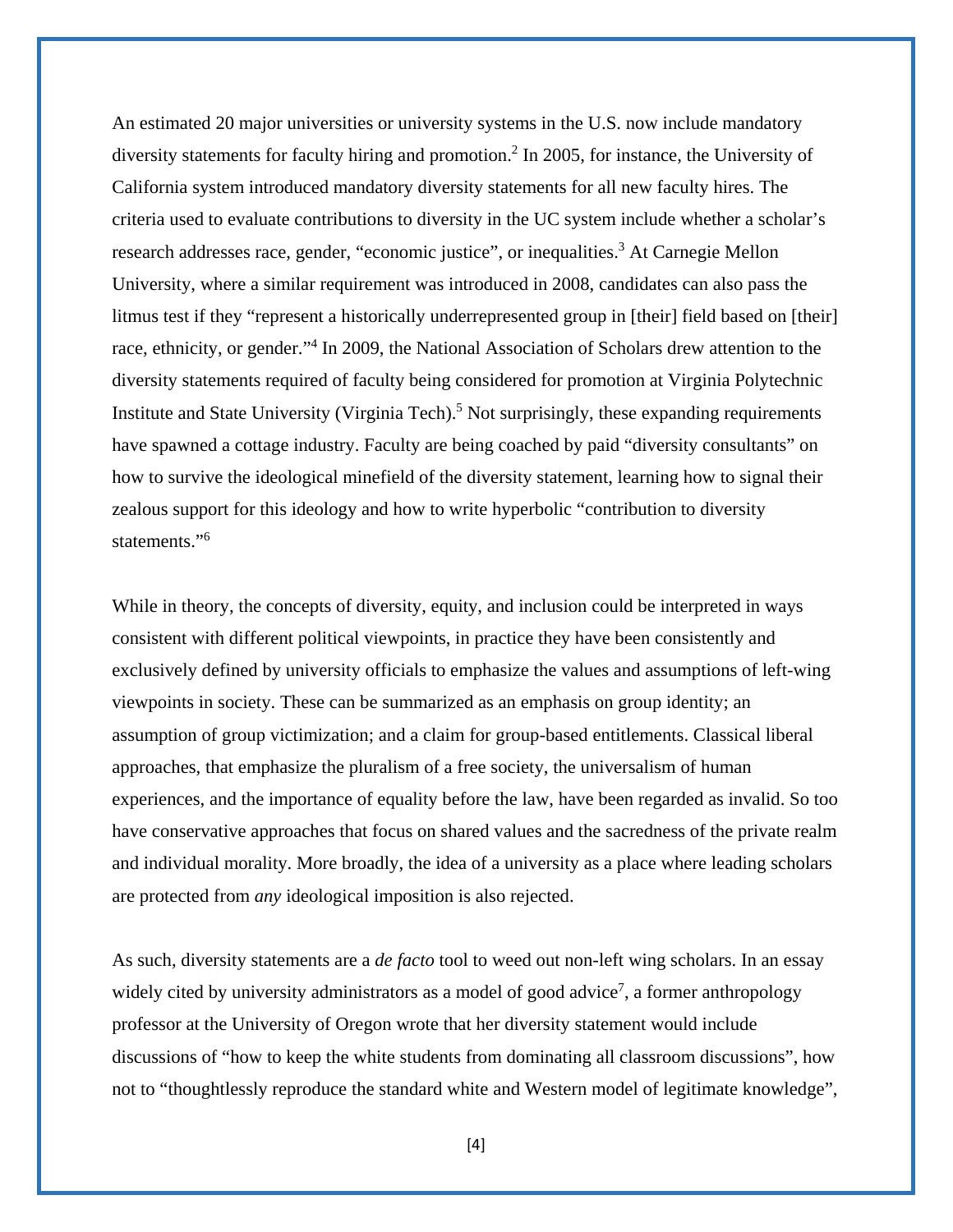An estimated 20 major universities or university systems in the U.S. now include mandatory diversity statements for faculty hiring and promotion.[2] In 2005, for instance, the University of California system introduced mandatory diversity statements for all new faculty hires. The criteria used to evaluate contributions to diversity in the UC system include whether a scholar's research addresses race, gender, "economic justice", or inequalities.[3] At Carnegie Mellon University, where a similar requirement was introduced in 2008, candidates can also pass the litmus test if they "represent a historically underrepresented group in [their] field based on [their] race, ethnicity, or gender."[4] In 2009, the National Association of Scholars drew attention to the diversity statements required of faculty being considered for promotion at Virginia Polytechnic Institute and State University (Virginia Tech).[5] Not surprisingly, these expanding requirements have spawned a cottage industry. Faculty are being coached by paid "diversity consultants" on how to survive the ideological minefield of the diversity statement, learning how to signal their zealous support for this ideology and how to write hyperbolic "contribution to diversity statements."[6]

While in theory, the concepts of diversity, equity, and inclusion could be interpreted in ways consistent with different political viewpoints, in practice they have been consistently and exclusively defined by university officials to emphasize the values and assumptions of left-wing viewpoints in society. These can be summarized as an emphasis on group identity; an assumption of group victimization; and a claim for group-based entitlements. Classical liberal approaches, that emphasize the pluralism of a free society, the universalism of human experiences, and the importance of equality before the law, have been regarded as invalid. So too have conservative approaches that focus on shared values and the sacredness of the private realm and individual morality. More broadly, the idea of a university as a place where leading scholars are protected from *any* ideological imposition is also rejected.

As such, diversity statements are a *de facto* tool to weed out non-left wing scholars. In an essay widely cited by university administrators as a model of good advice[7], a former anthropology professor at the University of Oregon wrote that her diversity statement would include discussions of "how to keep the white students from dominating all classroom discussions", how not to "thoughtlessly reproduce the standard white and Western model of legitimate knowledge",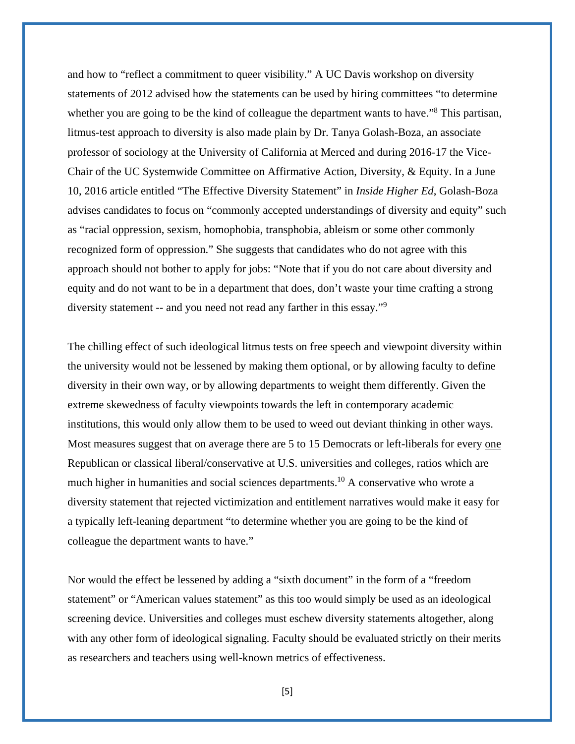and how to "reflect a commitment to queer visibility." A UC Davis workshop on diversity statements of 2012 advised how the statements can be used by hiring committees "to determine whether you are going to be the kind of colleague the department wants to have."[8] This partisan, litmus-test approach to diversity is also made plain by Dr. Tanya Golash-Boza, an associate professor of sociology at the University of California at Merced and during 2016-17 the Vice-Chair of the UC Systemwide Committee on Affirmative Action, Diversity, & Equity. In a June 10, 2016 article entitled "The Effective Diversity Statement" in *Inside Higher Ed,* Golash-Boza advises candidates to focus on "commonly accepted understandings of diversity and equity" such as "racial oppression, sexism, homophobia, transphobia, ableism or some other commonly recognized form of oppression." She suggests that candidates who do not agree with this approach should not bother to apply for jobs: "Note that if you do not care about diversity and equity and do not want to be in a department that does, don't waste your time crafting a strong diversity statement -- and you need not read any farther in this essay."[9]

The chilling effect of such ideological litmus tests on free speech and viewpoint diversity within the university would not be lessened by making them optional, or by allowing faculty to define diversity in their own way, or by allowing departments to weight them differently. Given the extreme skewedness of faculty viewpoints towards the left in contemporary academic institutions, this would only allow them to be used to weed out deviant thinking in other ways. Most measures suggest that on average there are 5 to 15 Democrats or left-liberals for every <u>one</u> Republican or classical liberal/conservative at U.S. universities and colleges, ratios which are much higher in humanities and social sciences departments.[10] A conservative who wrote a diversity statement that rejected victimization and entitlement narratives would make it easy for a typically left-leaning department "to determine whether you are going to be the kind of colleague the department wants to have."

Nor would the effect be lessened by adding a "sixth document" in the form of a "freedom statement" or "American values statement" as this too would simply be used as an ideological screening device. Universities and colleges must eschew diversity statements altogether, along with any other form of ideological signaling. Faculty should be evaluated strictly on their merits as researchers and teachers using well-known metrics of effectiveness.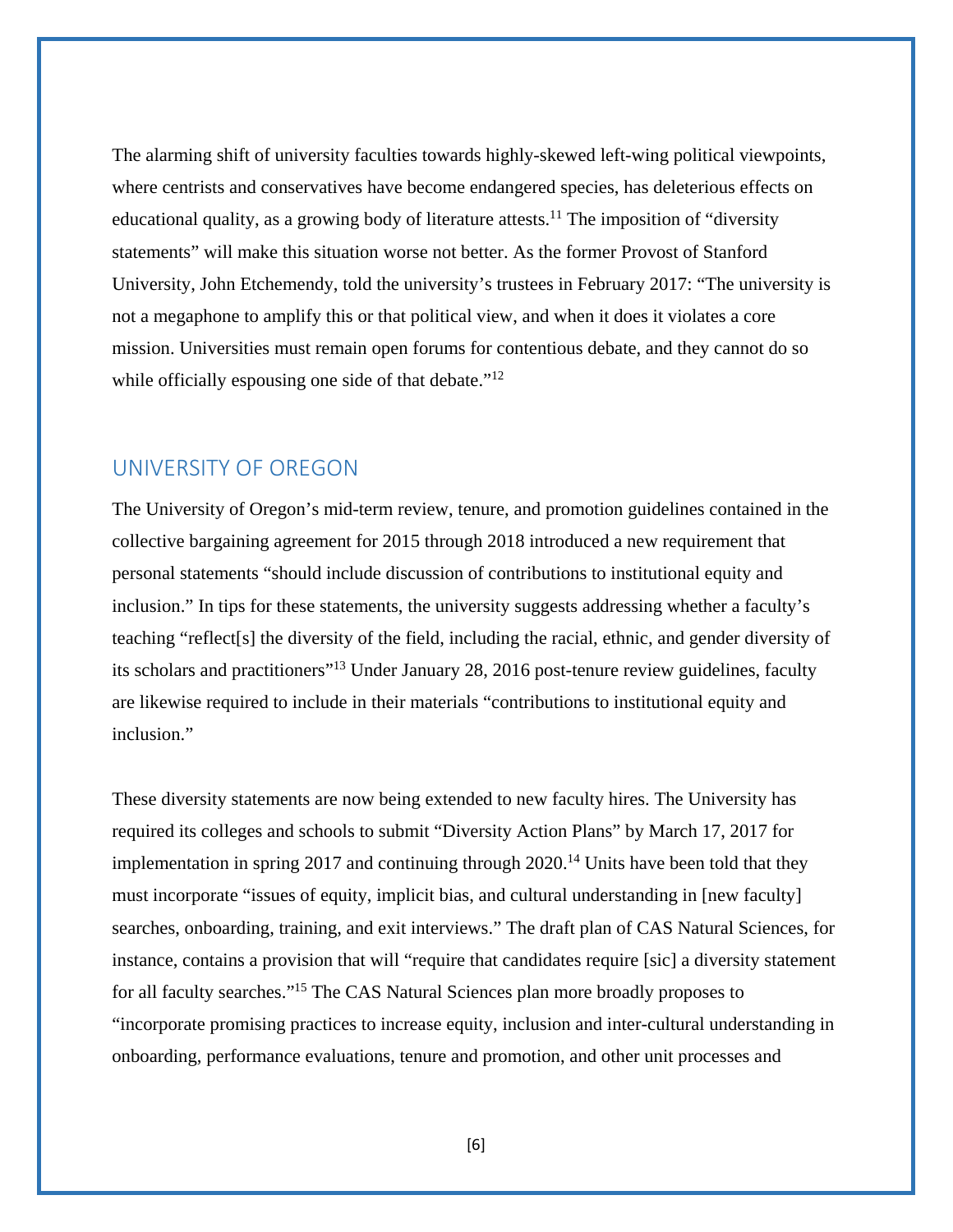The alarming shift of university faculties towards highly-skewed left-wing political viewpoints, where centrists and conservatives have become endangered species, has deleterious effects on educational quality, as a growing body of literature attests.[11] The imposition of "diversity statements" will make this situation worse not better. As the former Provost of Stanford University, John Etchemendy, told the university's trustees in February 2017: "The university is not a megaphone to amplify this or that political view, and when it does it violates a core mission. Universities must remain open forums for contentious debate, and they cannot do so while officially espousing one side of that debate."[12]

## UNIVERSITY OF OREGON

The University of Oregon's mid-term review, tenure, and promotion guidelines contained in the collective bargaining agreement for 2015 through 2018 introduced a new requirement that personal statements "should include discussion of contributions to institutional equity and inclusion." In tips for these statements, the university suggests addressing whether a faculty's teaching "reflect[s] the diversity of the field, including the racial, ethnic, and gender diversity of its scholars and practitioners"[13] Under January 28, 2016 post-tenure review guidelines, faculty are likewise required to include in their materials "contributions to institutional equity and inclusion."

These diversity statements are now being extended to new faculty hires. The University has required its colleges and schools to submit "Diversity Action Plans" by March 17, 2017 for implementation in spring 2017 and continuing through 2020.[14] Units have been told that they must incorporate "issues of equity, implicit bias, and cultural understanding in [new faculty] searches, onboarding, training, and exit interviews." The draft plan of CAS Natural Sciences, for instance, contains a provision that will "require that candidates require [sic] a diversity statement for all faculty searches."[15] The CAS Natural Sciences plan more broadly proposes to "incorporate promising practices to increase equity, inclusion and inter-cultural understanding in onboarding, performance evaluations, tenure and promotion, and other unit processes and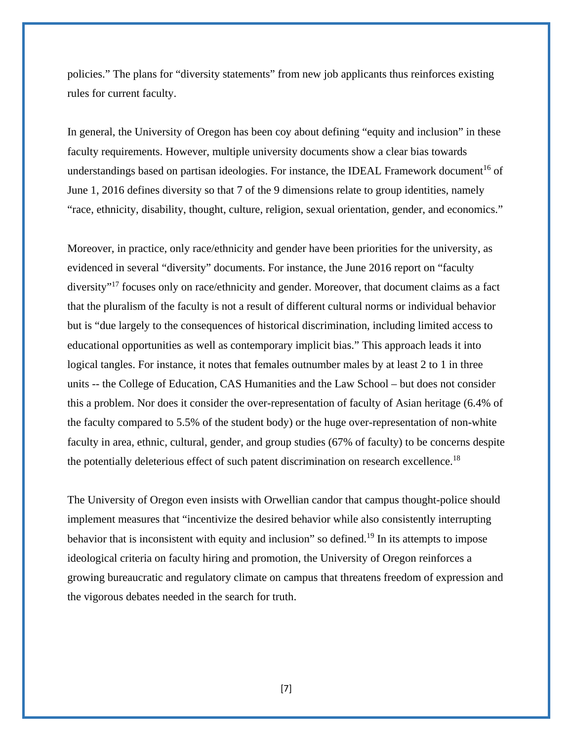policies." The plans for "diversity statements" from new job applicants thus reinforces existing rules for current faculty.

In general, the University of Oregon has been coy about defining "equity and inclusion" in these faculty requirements. However, multiple university documents show a clear bias towards understandings based on partisan ideologies. For instance, the IDEAL Framework document[16] of June 1, 2016 defines diversity so that 7 of the 9 dimensions relate to group identities, namely "race, ethnicity, disability, thought, culture, religion, sexual orientation, gender, and economics."

Moreover, in practice, only race/ethnicity and gender have been priorities for the university, as evidenced in several "diversity" documents. For instance, the June 2016 report on "faculty diversity"[17] focuses only on race/ethnicity and gender. Moreover, that document claims as a fact that the pluralism of the faculty is not a result of different cultural norms or individual behavior but is "due largely to the consequences of historical discrimination, including limited access to educational opportunities as well as contemporary implicit bias." This approach leads it into logical tangles. For instance, it notes that females outnumber males by at least 2 to 1 in three units -- the College of Education, CAS Humanities and the Law School – but does not consider this a problem. Nor does it consider the over-representation of faculty of Asian heritage (6.4% of the faculty compared to 5.5% of the student body) or the huge over-representation of non-white faculty in area, ethnic, cultural, gender, and group studies (67% of faculty) to be concerns despite the potentially deleterious effect of such patent discrimination on research excellence.[18]

The University of Oregon even insists with Orwellian candor that campus thought-police should implement measures that "incentivize the desired behavior while also consistently interrupting behavior that is inconsistent with equity and inclusion" so defined.[19] In its attempts to impose ideological criteria on faculty hiring and promotion, the University of Oregon reinforces a growing bureaucratic and regulatory climate on campus that threatens freedom of expression and the vigorous debates needed in the search for truth.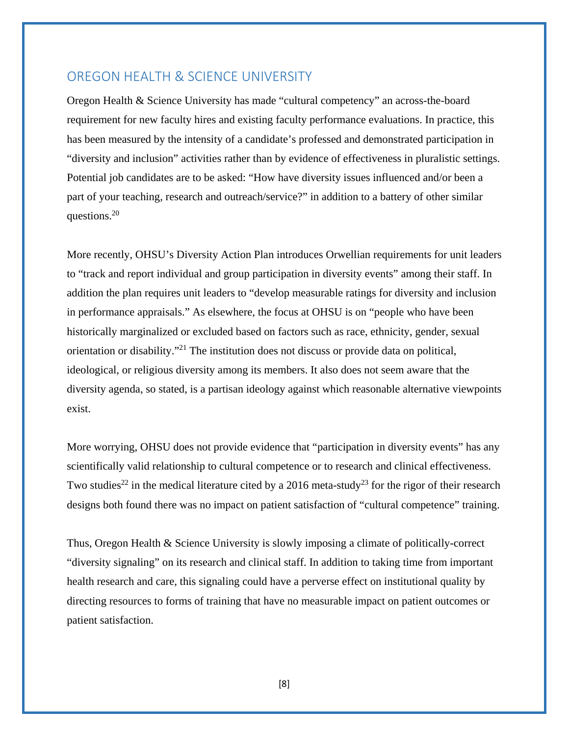## OREGON HEALTH & SCIENCE UNIVERSITY

Oregon Health & Science University has made "cultural competency" an across-the-board requirement for new faculty hires and existing faculty performance evaluations. In practice, this has been measured by the intensity of a candidate's professed and demonstrated participation in "diversity and inclusion" activities rather than by evidence of effectiveness in pluralistic settings. Potential job candidates are to be asked: "How have diversity issues influenced and/or been a part of your teaching, research and outreach/service?" in addition to a battery of other similar questions.[20]

More recently, OHSU's Diversity Action Plan introduces Orwellian requirements for unit leaders to "track and report individual and group participation in diversity events" among their staff. In addition the plan requires unit leaders to "develop measurable ratings for diversity and inclusion in performance appraisals." As elsewhere, the focus at OHSU is on "people who have been historically marginalized or excluded based on factors such as race, ethnicity, gender, sexual orientation or disability."[21] The institution does not discuss or provide data on political, ideological, or religious diversity among its members. It also does not seem aware that the diversity agenda, so stated, is a partisan ideology against which reasonable alternative viewpoints exist.

More worrying, OHSU does not provide evidence that "participation in diversity events" has any scientifically valid relationship to cultural competence or to research and clinical effectiveness. Two studies[22] in the medical literature cited by a 2016 meta-study[23] for the rigor of their research designs both found there was no impact on patient satisfaction of "cultural competence" training.

Thus, Oregon Health & Science University is slowly imposing a climate of politically-correct "diversity signaling" on its research and clinical staff. In addition to taking time from important health research and care, this signaling could have a perverse effect on institutional quality by directing resources to forms of training that have no measurable impact on patient outcomes or patient satisfaction.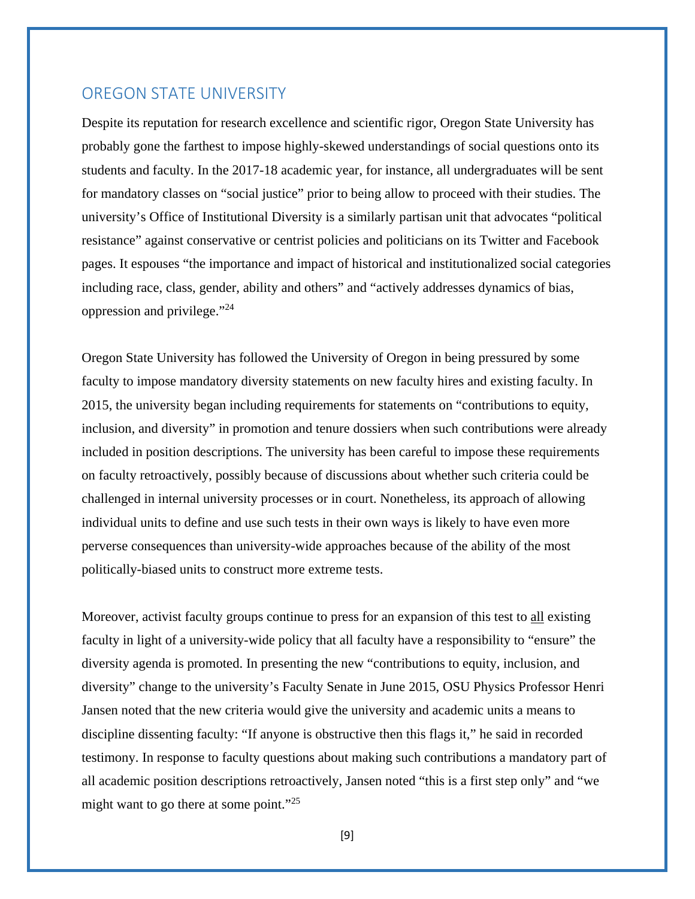## OREGON STATE UNIVERSITY

Despite its reputation for research excellence and scientific rigor, Oregon State University has probably gone the farthest to impose highly-skewed understandings of social questions onto its students and faculty. In the 2017-18 academic year, for instance, all undergraduates will be sent for mandatory classes on "social justice" prior to being allow to proceed with their studies. The university's Office of Institutional Diversity is a similarly partisan unit that advocates "political resistance" against conservative or centrist policies and politicians on its Twitter and Facebook pages. It espouses "the importance and impact of historical and institutionalized social categories including race, class, gender, ability and others" and "actively addresses dynamics of bias, oppression and privilege."[24]

Oregon State University has followed the University of Oregon in being pressured by some faculty to impose mandatory diversity statements on new faculty hires and existing faculty. In 2015, the university began including requirements for statements on "contributions to equity, inclusion, and diversity" in promotion and tenure dossiers when such contributions were already included in position descriptions. The university has been careful to impose these requirements on faculty retroactively, possibly because of discussions about whether such criteria could be challenged in internal university processes or in court. Nonetheless, its approach of allowing individual units to define and use such tests in their own ways is likely to have even more perverse consequences than university-wide approaches because of the ability of the most politically-biased units to construct more extreme tests.

Moreover, activist faculty groups continue to press for an expansion of this test to <u>all</u> existing faculty in light of a university-wide policy that all faculty have a responsibility to "ensure" the diversity agenda is promoted. In presenting the new "contributions to equity, inclusion, and diversity" change to the university's Faculty Senate in June 2015, OSU Physics Professor Henri Jansen noted that the new criteria would give the university and academic units a means to discipline dissenting faculty: "If anyone is obstructive then this flags it," he said in recorded testimony. In response to faculty questions about making such contributions a mandatory part of all academic position descriptions retroactively, Jansen noted "this is a first step only" and "we might want to go there at some point."[25]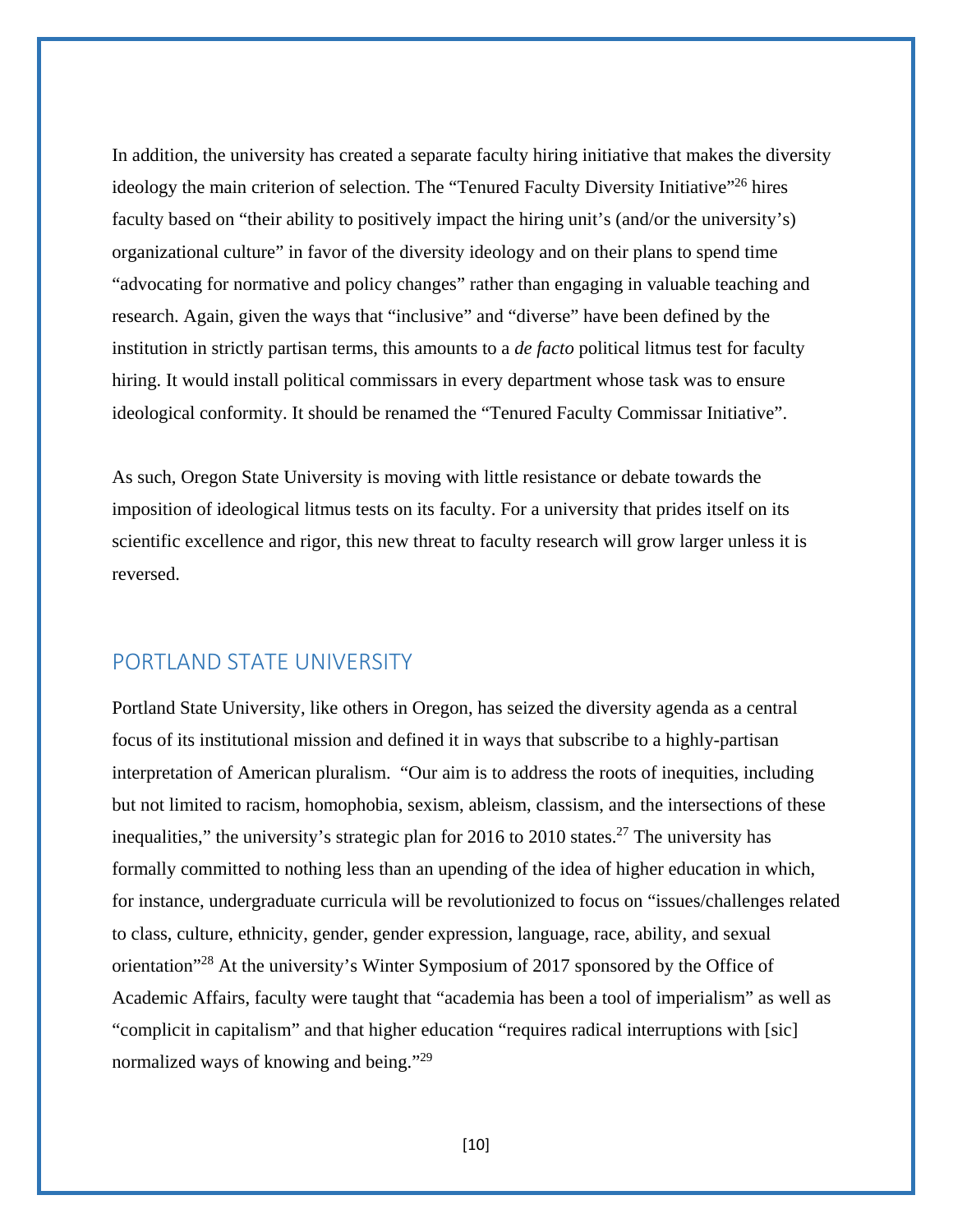In addition, the university has created a separate faculty hiring initiative that makes the diversity ideology the main criterion of selection. The "Tenured Faculty Diversity Initiative"[26] hires faculty based on "their ability to positively impact the hiring unit's (and/or the university's) organizational culture" in favor of the diversity ideology and on their plans to spend time "advocating for normative and policy changes" rather than engaging in valuable teaching and research. Again, given the ways that "inclusive" and "diverse" have been defined by the institution in strictly partisan terms, this amounts to a *de facto* political litmus test for faculty hiring. It would install political commissars in every department whose task was to ensure ideological conformity. It should be renamed the "Tenured Faculty Commissar Initiative".

As such, Oregon State University is moving with little resistance or debate towards the imposition of ideological litmus tests on its faculty. For a university that prides itself on its scientific excellence and rigor, this new threat to faculty research will grow larger unless it is reversed.

## PORTLAND STATE UNIVERSITY

Portland State University, like others in Oregon, has seized the diversity agenda as a central focus of its institutional mission and defined it in ways that subscribe to a highly-partisan interpretation of American pluralism. "Our aim is to address the roots of inequities, including but not limited to racism, homophobia, sexism, ableism, classism, and the intersections of these inequalities," the university's strategic plan for 2016 to 2010 states.[27] The university has formally committed to nothing less than an upending of the idea of higher education in which, for instance, undergraduate curricula will be revolutionized to focus on "issues/challenges related to class, culture, ethnicity, gender, gender expression, language, race, ability, and sexual orientation"[28] At the university's Winter Symposium of 2017 sponsored by the Office of Academic Affairs, faculty were taught that "academia has been a tool of imperialism" as well as "complicit in capitalism" and that higher education "requires radical interruptions with [sic] normalized ways of knowing and being."[29]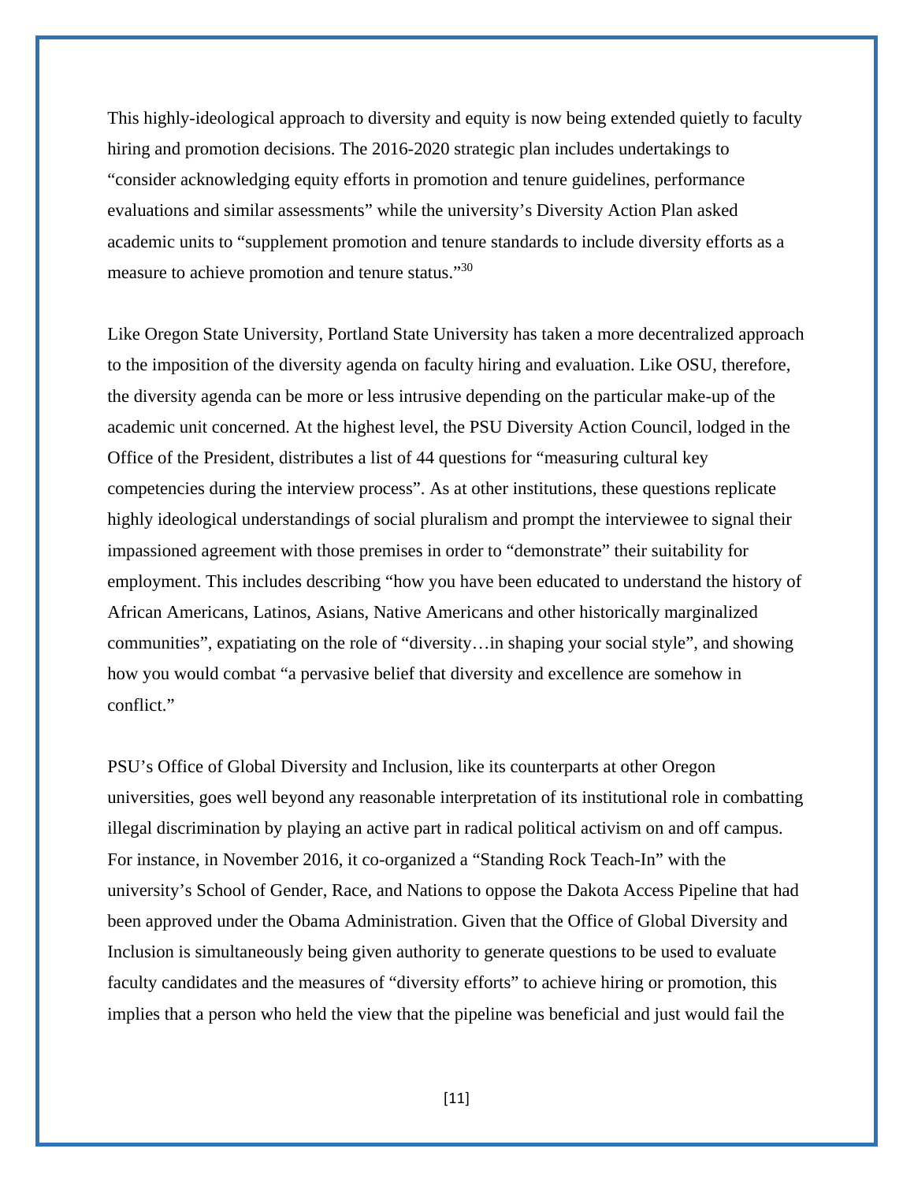This highly-ideological approach to diversity and equity is now being extended quietly to faculty hiring and promotion decisions. The 2016-2020 strategic plan includes undertakings to "consider acknowledging equity efforts in promotion and tenure guidelines, performance evaluations and similar assessments" while the university's Diversity Action Plan asked academic units to "supplement promotion and tenure standards to include diversity efforts as a measure to achieve promotion and tenure status."[30]

Like Oregon State University, Portland State University has taken a more decentralized approach to the imposition of the diversity agenda on faculty hiring and evaluation. Like OSU, therefore, the diversity agenda can be more or less intrusive depending on the particular make-up of the academic unit concerned. At the highest level, the PSU Diversity Action Council, lodged in the Office of the President, distributes a list of 44 questions for "measuring cultural key competencies during the interview process". As at other institutions, these questions replicate highly ideological understandings of social pluralism and prompt the interviewee to signal their impassioned agreement with those premises in order to "demonstrate" their suitability for employment. This includes describing "how you have been educated to understand the history of African Americans, Latinos, Asians, Native Americans and other historically marginalized communities", expatiating on the role of "diversity…in shaping your social style", and showing how you would combat "a pervasive belief that diversity and excellence are somehow in conflict."

PSU's Office of Global Diversity and Inclusion, like its counterparts at other Oregon universities, goes well beyond any reasonable interpretation of its institutional role in combatting illegal discrimination by playing an active part in radical political activism on and off campus. For instance, in November 2016, it co-organized a "Standing Rock Teach-In" with the university's School of Gender, Race, and Nations to oppose the Dakota Access Pipeline that had been approved under the Obama Administration. Given that the Office of Global Diversity and Inclusion is simultaneously being given authority to generate questions to be used to evaluate faculty candidates and the measures of "diversity efforts" to achieve hiring or promotion, this implies that a person who held the view that the pipeline was beneficial and just would fail the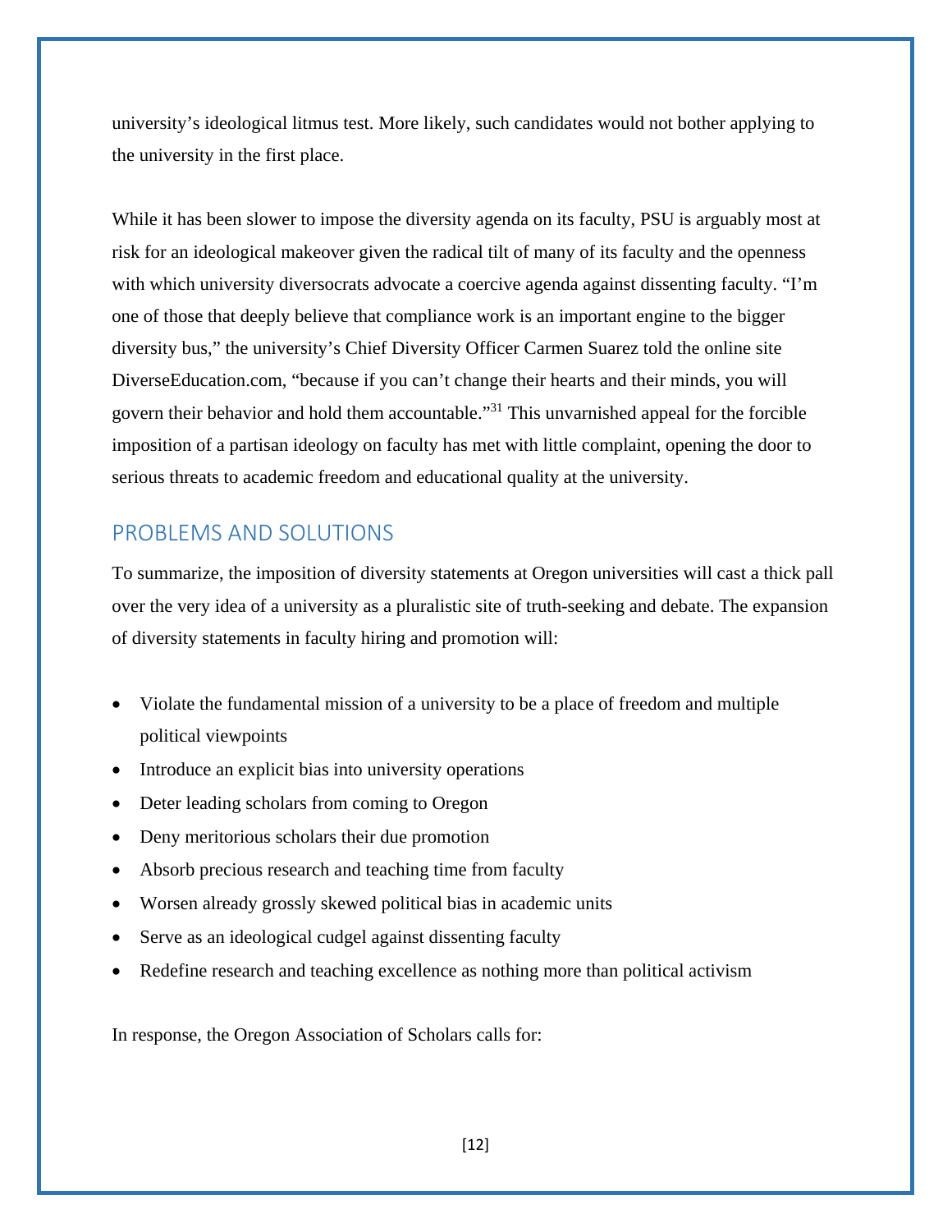university's ideological litmus test. More likely, such candidates would not bother applying to the university in the first place.

While it has been slower to impose the diversity agenda on its faculty, PSU is arguably most at risk for an ideological makeover given the radical tilt of many of its faculty and the openness with which university diversocrats advocate a coercive agenda against dissenting faculty. "I'm one of those that deeply believe that compliance work is an important engine to the bigger diversity bus," the university's Chief Diversity Officer Carmen Suarez told the online site DiverseEducation.com, "because if you can't change their hearts and their minds, you will govern their behavior and hold them accountable."[31] This unvarnished appeal for the forcible imposition of a partisan ideology on faculty has met with little complaint, opening the door to serious threats to academic freedom and educational quality at the university.

## PROBLEMS AND SOLUTIONS

To summarize, the imposition of diversity statements at Oregon universities will cast a thick pall over the very idea of a university as a pluralistic site of truth-seeking and debate. The expansion of diversity statements in faculty hiring and promotion will:

- Violate the fundamental mission of a university to be a place of freedom and multiple political viewpoints
- Introduce an explicit bias into university operations
- Deter leading scholars from coming to Oregon
- Deny meritorious scholars their due promotion
- Absorb precious research and teaching time from faculty
- Worsen already grossly skewed political bias in academic units
- Serve as an ideological cudgel against dissenting faculty
- Redefine research and teaching excellence as nothing more than political activism

In response, the Oregon Association of Scholars calls for: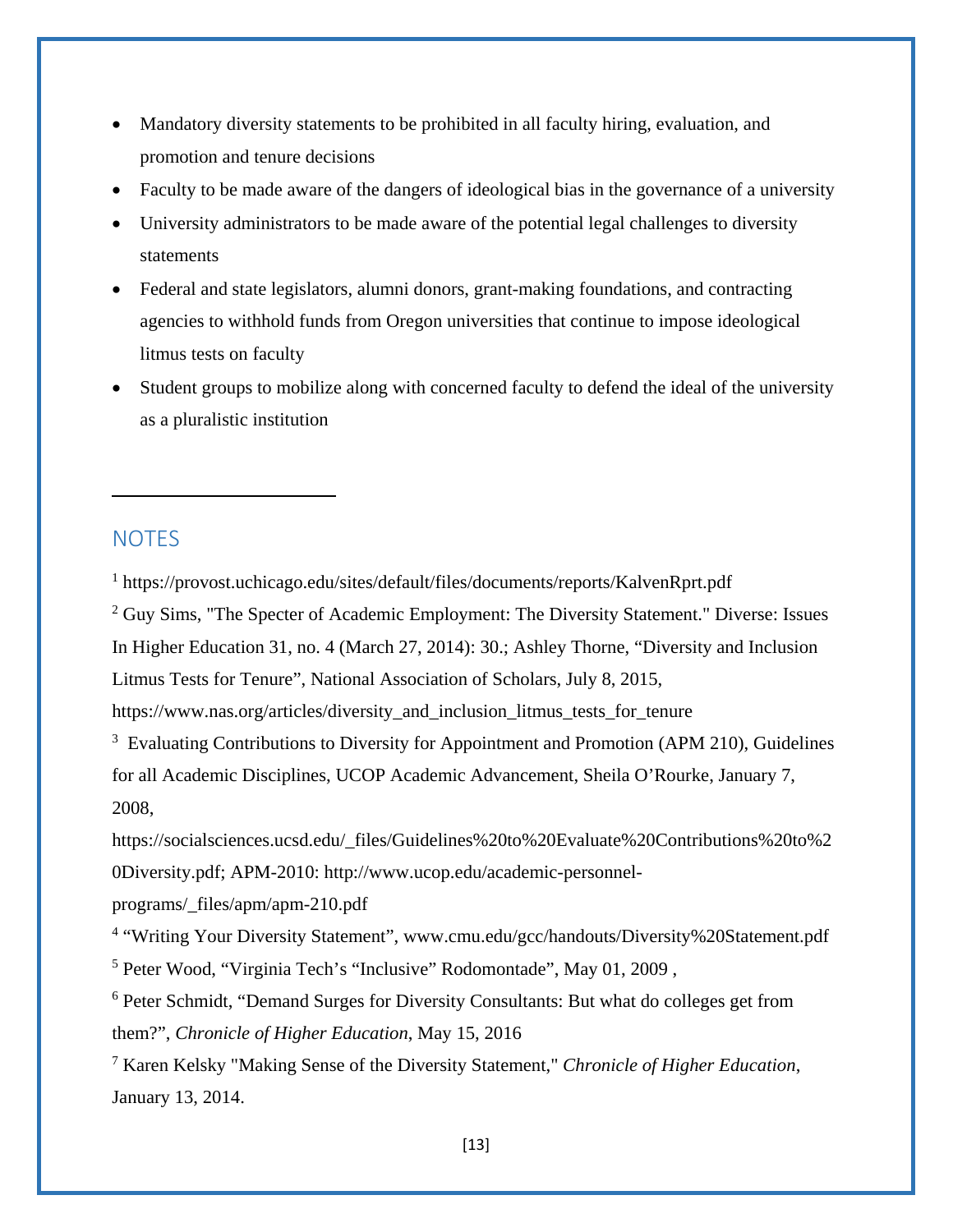- Mandatory diversity statements to be prohibited in all faculty hiring, evaluation, and promotion and tenure decisions
- Faculty to be made aware of the dangers of ideological bias in the governance of a university
- University administrators to be made aware of the potential legal challenges to diversity statements
- Federal and state legislators, alumni donors, grant-making foundations, and contracting agencies to withhold funds from Oregon universities that continue to impose ideological litmus tests on faculty
- Student groups to mobilize along with concerned faculty to defend the ideal of the university as a pluralistic institution

---

## NOTES

[1] https://provost.uchicago.edu/sites/default/files/documents/reports/KalvenRprt.pdf

[2] Guy Sims, "The Specter of Academic Employment: The Diversity Statement." Diverse: Issues In Higher Education 31, no. 4 (March 27, 2014): 30.; Ashley Thorne, “Diversity and Inclusion Litmus Tests for Tenure”, National Association of Scholars, July 8, 2015, https://www.nas.org/articles/diversity_and_inclusion_litmus_tests_for_tenure

[3] Evaluating Contributions to Diversity for Appointment and Promotion (APM 210), Guidelines for all Academic Disciplines, UCOP Academic Advancement, Sheila O’Rourke, January 7, 2008, https://socialsciences.ucsd.edu/_files/Guidelines%20to%20Evaluate%20Contributions%20to%20Diversity.pdf; APM-2010: http://www.ucop.edu/academic-personnel-programs/_files/apm/apm-210.pdf

[4] “Writing Your Diversity Statement”, www.cmu.edu/gcc/handouts/Diversity%20Statement.pdf

[5] Peter Wood, “Virginia Tech’s “Inclusive” Rodomontade”, May 01, 2009 ,

[6] Peter Schmidt, “Demand Surges for Diversity Consultants: But what do colleges get from them?”, *Chronicle of Higher Education*, May 15, 2016

[7] Karen Kelsky "Making Sense of the Diversity Statement," *Chronicle of Higher Education*, January 13, 2014.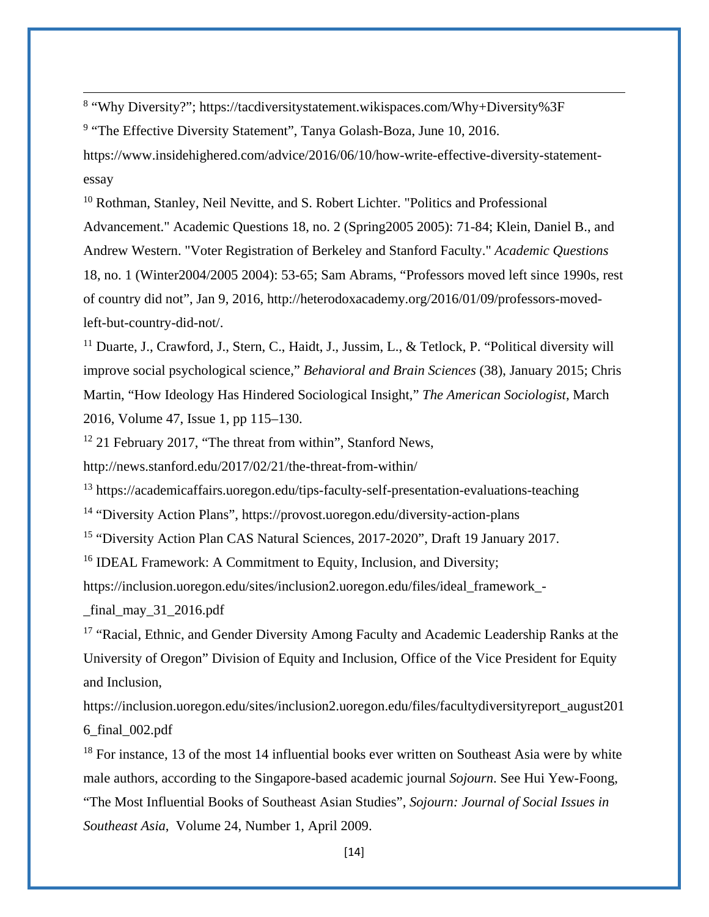---

[8] "Why Diversity?"; https://tacdiversitystatement.wikispaces.com/Why+Diversity%3F

[9] "The Effective Diversity Statement", Tanya Golash-Boza, June 10, 2016. https://www.insidehighered.com/advice/2016/06/10/how-write-effective-diversity-statement-essay

[10] Rothman, Stanley, Neil Nevitte, and S. Robert Lichter. "Politics and Professional Advancement." Academic Questions 18, no. 2 (Spring2005 2005): 71-84; Klein, Daniel B., and Andrew Western. "Voter Registration of Berkeley and Stanford Faculty." *Academic Questions* 18, no. 1 (Winter2004/2005 2004): 53-65; Sam Abrams, "Professors moved left since 1990s, rest of country did not", Jan 9, 2016, http://heterodoxacademy.org/2016/01/09/professors-moved-left-but-country-did-not/.

[11] Duarte, J., Crawford, J., Stern, C., Haidt, J., Jussim, L., & Tetlock, P. "Political diversity will improve social psychological science," *Behavioral and Brain Sciences* (38), January 2015; Chris Martin, "How Ideology Has Hindered Sociological Insight," *The American Sociologist*, March 2016, Volume 47, Issue 1, pp 115–130.

[12] 21 February 2017, "The threat from within", Stanford News, http://news.stanford.edu/2017/02/21/the-threat-from-within/

[13] https://academicaffairs.uoregon.edu/tips-faculty-self-presentation-evaluations-teaching

[14] "Diversity Action Plans", https://provost.uoregon.edu/diversity-action-plans

[15] "Diversity Action Plan CAS Natural Sciences, 2017-2020", Draft 19 January 2017.

[16] IDEAL Framework: A Commitment to Equity, Inclusion, and Diversity; https://inclusion.uoregon.edu/sites/inclusion2.uoregon.edu/files/ideal_framework_-_final_may_31_2016.pdf

[17] "Racial, Ethnic, and Gender Diversity Among Faculty and Academic Leadership Ranks at the University of Oregon" Division of Equity and Inclusion, Office of the Vice President for Equity and Inclusion, https://inclusion.uoregon.edu/sites/inclusion2.uoregon.edu/files/facultydiversityreport_august2016_final_002.pdf

[18] For instance, 13 of the most 14 influential books ever written on Southeast Asia were by white male authors, according to the Singapore-based academic journal *Sojourn*. See Hui Yew-Foong, "The Most Influential Books of Southeast Asian Studies", *Sojourn: Journal of Social Issues in Southeast Asia*, Volume 24, Number 1, April 2009.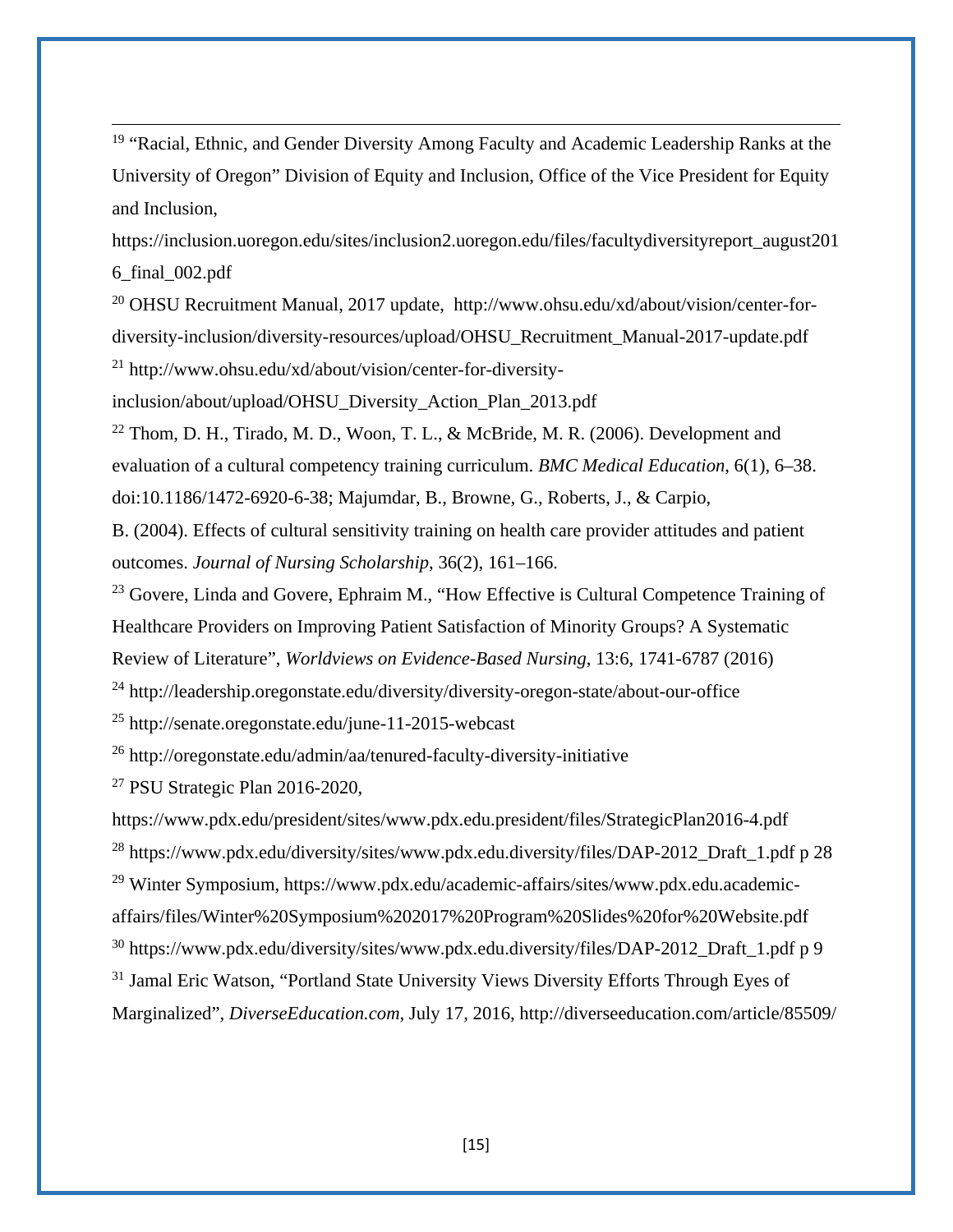[19] "Racial, Ethnic, and Gender Diversity Among Faculty and Academic Leadership Ranks at the University of Oregon" Division of Equity and Inclusion, Office of the Vice President for Equity and Inclusion, https://inclusion.uoregon.edu/sites/inclusion2.uoregon.edu/files/facultydiversityreport_august2016_final_002.pdf

[20] OHSU Recruitment Manual, 2017 update, http://www.ohsu.edu/xd/about/vision/center-for-diversity-inclusion/diversity-resources/upload/OHSU_Recruitment_Manual-2017-update.pdf

[21] http://www.ohsu.edu/xd/about/vision/center-for-diversity-inclusion/about/upload/OHSU_Diversity_Action_Plan_2013.pdf

[22] Thom, D. H., Tirado, M. D., Woon, T. L., & McBride, M. R. (2006). Development and evaluation of a cultural competency training curriculum. *BMC Medical Education*, 6(1), 6–38. doi:10.1186/1472-6920-6-38; Majumdar, B., Browne, G., Roberts, J., & Carpio, B. (2004). Effects of cultural sensitivity training on health care provider attitudes and patient outcomes. *Journal of Nursing Scholarship*, 36(2), 161–166.

[23] Govere, Linda and Govere, Ephraim M., "How Effective is Cultural Competence Training of Healthcare Providers on Improving Patient Satisfaction of Minority Groups? A Systematic Review of Literature", *Worldviews on Evidence-Based Nursing*, 13:6, 1741-6787 (2016)

[24] http://leadership.oregonstate.edu/diversity/diversity-oregon-state/about-our-office

[25] http://senate.oregonstate.edu/june-11-2015-webcast

[26] http://oregonstate.edu/admin/aa/tenured-faculty-diversity-initiative

[27] PSU Strategic Plan 2016-2020, https://www.pdx.edu/president/sites/www.pdx.edu.president/files/StrategicPlan2016-4.pdf

[28] https://www.pdx.edu/diversity/sites/www.pdx.edu.diversity/files/DAP-2012_Draft_1.pdf p 28

[29] Winter Symposium, https://www.pdx.edu/academic-affairs/sites/www.pdx.edu.academic-affairs/files/Winter%20Symposium%202017%20Program%20Slides%20for%20Website.pdf

[30] https://www.pdx.edu/diversity/sites/www.pdx.edu.diversity/files/DAP-2012_Draft_1.pdf p 9

[31] Jamal Eric Watson, "Portland State University Views Diversity Efforts Through Eyes of Marginalized", *DiverseEducation.com*, July 17, 2016, http://diverseeducation.com/article/85509/